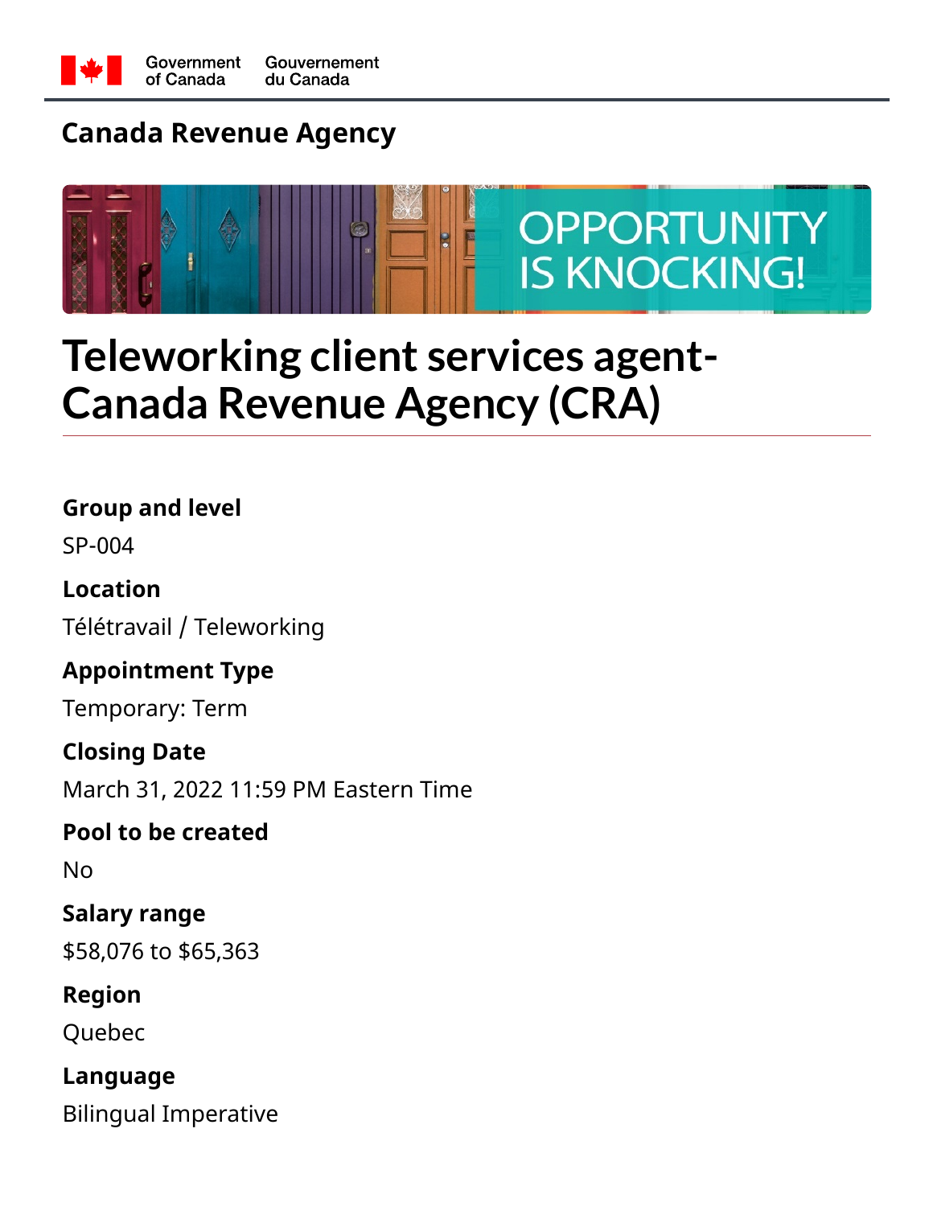Government of Canada Gouvernement du Canada

## Canada Revenue Agency

OPPORTUNITY IS KNOCKING!

# Teleworking client services agent- Canada Revenue Agency (CRA)

**Group and level**

SP-004

**Location**

Télétravail / Teleworking

**Appointment Type**

Temporary: Term

**Closing Date**

March 31, 2022 11:59 PM Eastern Time

**Pool to be created**

No

**Salary range**

$58,076 to $65,363

**Region**

Quebec

**Language**

Bilingual Imperative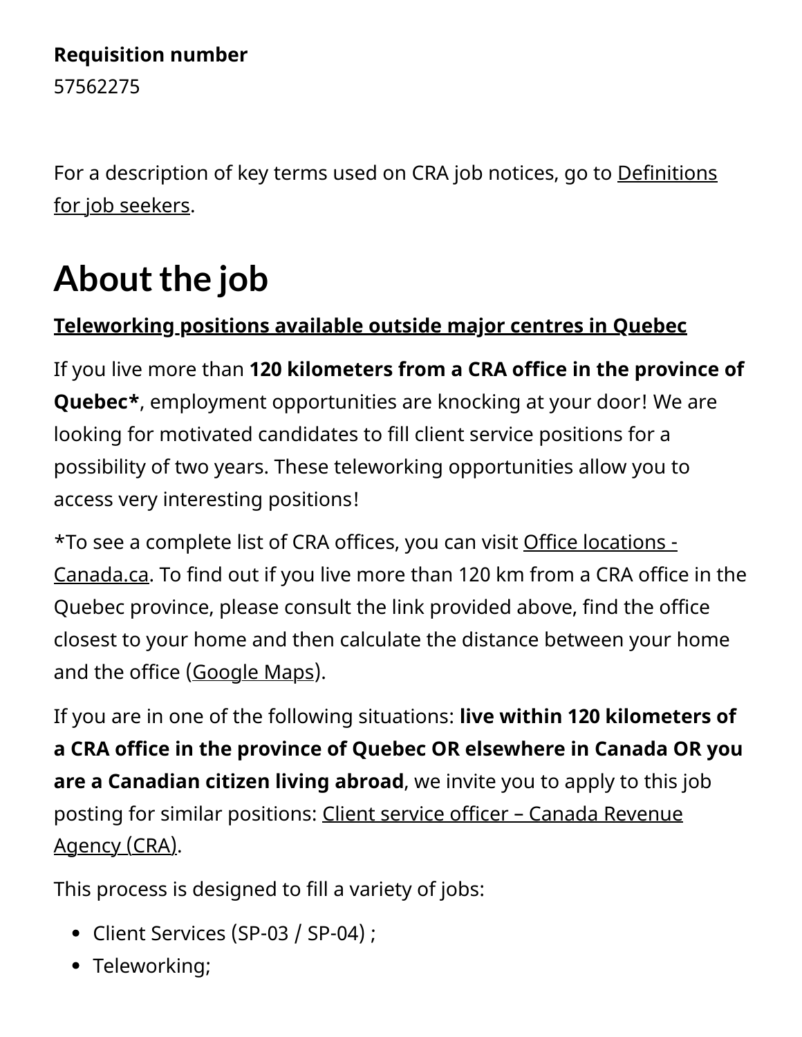**Requisition number**

57562275

For a description of key terms used on CRA job notices, go to Definitions for job seekers.

# About the job

**Teleworking positions available outside major centres in Quebec**

If you live more than **120 kilometers from a CRA office in the province of Quebec***, employment opportunities are knocking at your door! We are looking for motivated candidates to fill client service positions for a possibility of two years. These teleworking opportunities allow you to access very interesting positions!

*To see a complete list of CRA offices, you can visit Office locations - Canada.ca. To find out if you live more than 120 km from a CRA office in the Quebec province, please consult the link provided above, find the office closest to your home and then calculate the distance between your home and the office (Google Maps).

If you are in one of the following situations: **live within 120 kilometers of a CRA office in the province of Quebec OR elsewhere in Canada OR you are a Canadian citizen living abroad**, we invite you to apply to this job posting for similar positions: Client service officer – Canada Revenue Agency (CRA).

This process is designed to fill a variety of jobs:

- Client Services (SP-03 / SP-04) ;
- Teleworking;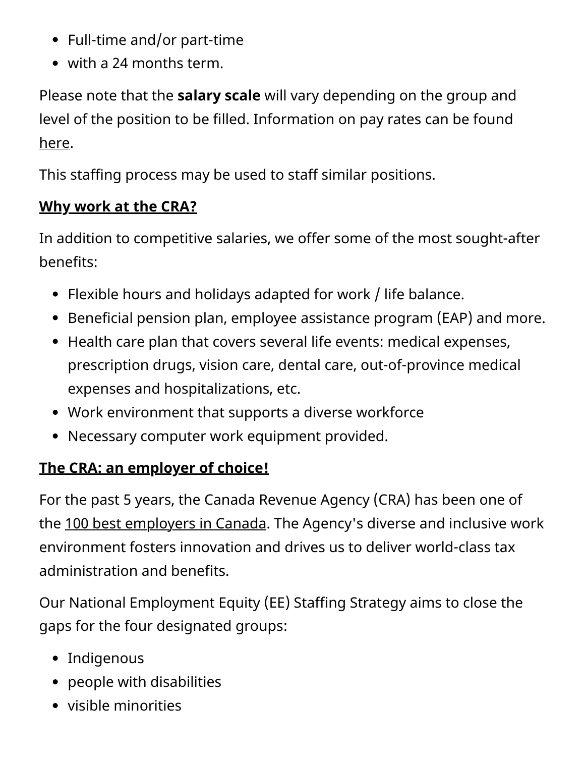- Full-time and/or part-time
- with a 24 months term.

Please note that the **salary scale** will vary depending on the group and level of the position to be filled. Information on pay rates can be found here.

This staffing process may be used to staff similar positions.

**Why work at the CRA?**

In addition to competitive salaries, we offer some of the most sought-after benefits:

- Flexible hours and holidays adapted for work / life balance.
- Beneficial pension plan, employee assistance program (EAP) and more.
- Health care plan that covers several life events: medical expenses, prescription drugs, vision care, dental care, out-of-province medical expenses and hospitalizations, etc.
- Work environment that supports a diverse workforce
- Necessary computer work equipment provided.

**The CRA: an employer of choice!**

For the past 5 years, the Canada Revenue Agency (CRA) has been one of the 100 best employers in Canada. The Agency's diverse and inclusive work environment fosters innovation and drives us to deliver world-class tax administration and benefits.

Our National Employment Equity (EE) Staffing Strategy aims to close the gaps for the four designated groups:

- Indigenous
- people with disabilities
- visible minorities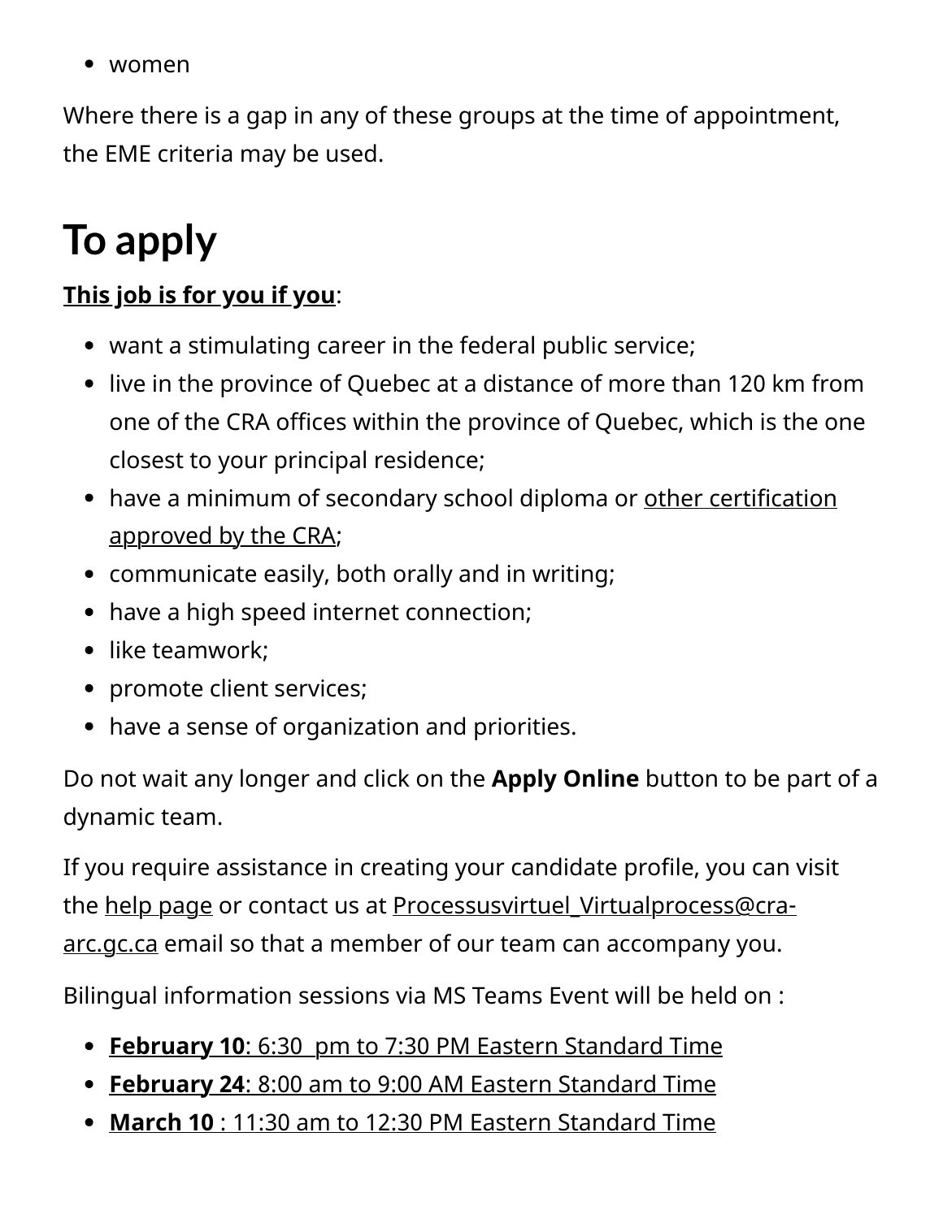- women

Where there is a gap in any of these groups at the time of appointment, the EME criteria may be used.

# To apply

**This job is for you if you**:

- want a stimulating career in the federal public service;
- live in the province of Quebec at a distance of more than 120 km from one of the CRA offices within the province of Quebec, which is the one closest to your principal residence;
- have a minimum of secondary school diploma or other certification approved by the CRA;
- communicate easily, both orally and in writing;
- have a high speed internet connection;
- like teamwork;
- promote client services;
- have a sense of organization and priorities.

Do not wait any longer and click on the **Apply Online** button to be part of a dynamic team.

If you require assistance in creating your candidate profile, you can visit the help page or contact us at Processusvirtuel_Virtualprocess@cra-arc.gc.ca email so that a member of our team can accompany you.

Bilingual information sessions via MS Teams Event will be held on :

- **February 10**: 6:30  pm to 7:30 PM Eastern Standard Time
- **February 24**: 8:00 am to 9:00 AM Eastern Standard Time
- **March 10** : 11:30 am to 12:30 PM Eastern Standard Time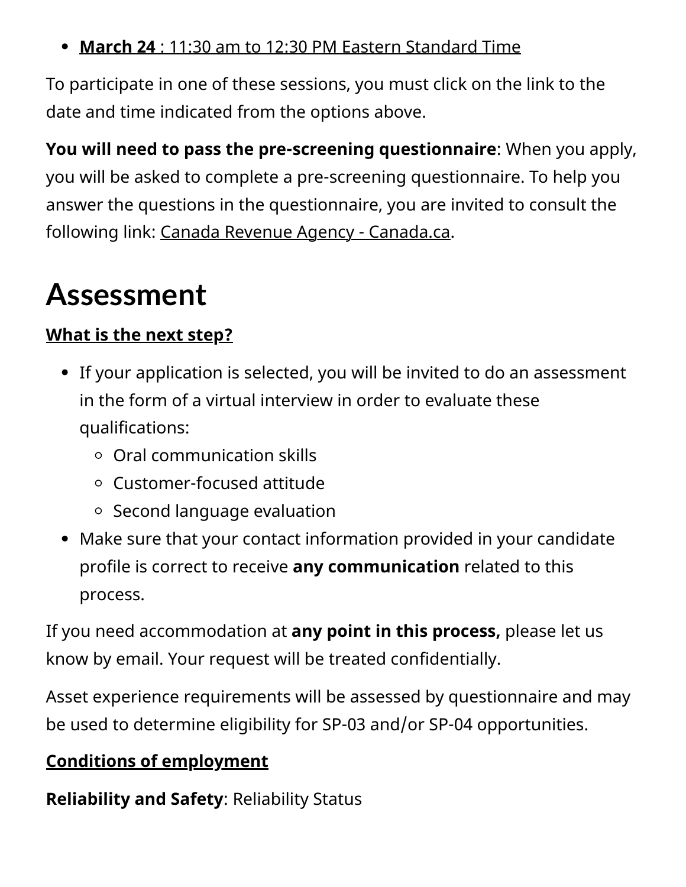- **March 24** : 11:30 am to 12:30 PM Eastern Standard Time

To participate in one of these sessions, you must click on the link to the date and time indicated from the options above.

**You will need to pass the pre-screening questionnaire**: When you apply, you will be asked to complete a pre-screening questionnaire. To help you answer the questions in the questionnaire, you are invited to consult the following link: Canada Revenue Agency - Canada.ca.

# Assessment

**What is the next step?**

- If your application is selected, you will be invited to do an assessment in the form of a virtual interview in order to evaluate these qualifications:
  - Oral communication skills
  - Customer-focused attitude
  - Second language evaluation
- Make sure that your contact information provided in your candidate profile is correct to receive **any communication** related to this process.

If you need accommodation at **any point in this process,** please let us know by email. Your request will be treated confidentially.

Asset experience requirements will be assessed by questionnaire and may be used to determine eligibility for SP-03 and/or SP-04 opportunities.

**Conditions of employment**

**Reliability and Safety**: Reliability Status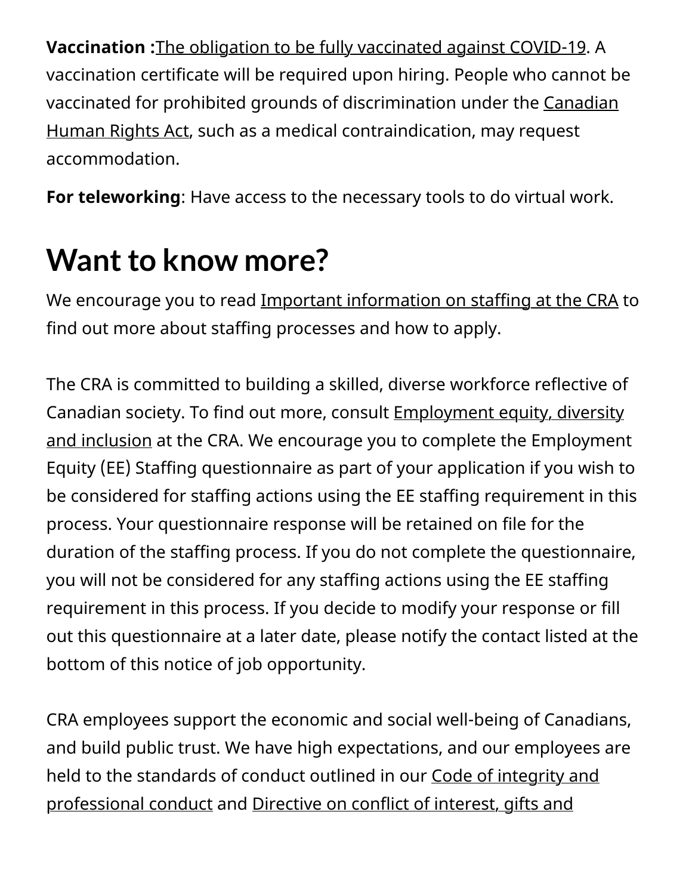**Vaccination :**The obligation to be fully vaccinated against COVID-19. A vaccination certificate will be required upon hiring. People who cannot be vaccinated for prohibited grounds of discrimination under the Canadian Human Rights Act, such as a medical contraindication, may request accommodation.

**For teleworking**: Have access to the necessary tools to do virtual work.

# Want to know more?

We encourage you to read Important information on staffing at the CRA to find out more about staffing processes and how to apply.

The CRA is committed to building a skilled, diverse workforce reflective of Canadian society. To find out more, consult Employment equity, diversity and inclusion at the CRA. We encourage you to complete the Employment Equity (EE) Staffing questionnaire as part of your application if you wish to be considered for staffing actions using the EE staffing requirement in this process. Your questionnaire response will be retained on file for the duration of the staffing process. If you do not complete the questionnaire, you will not be considered for any staffing actions using the EE staffing requirement in this process. If you decide to modify your response or fill out this questionnaire at a later date, please notify the contact listed at the bottom of this notice of job opportunity.

CRA employees support the economic and social well-being of Canadians, and build public trust. We have high expectations, and our employees are held to the standards of conduct outlined in our Code of integrity and professional conduct and Directive on conflict of interest, gifts and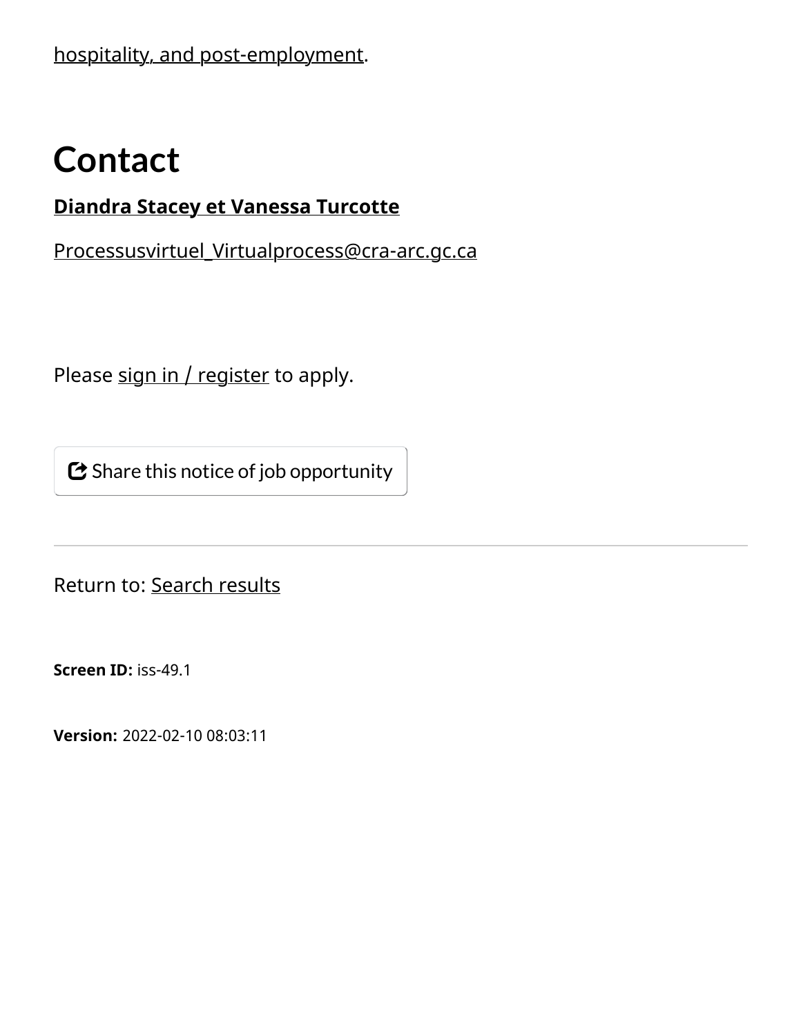hospitality, and post-employment.

## Contact

**Diandra Stacey et Vanessa Turcotte**

Processusvirtuel_Virtualprocess@cra-arc.gc.ca

Please sign in / register to apply.

Share this notice of job opportunity

Return to: Search results

**Screen ID:** iss-49.1

**Version:** 2022-02-10 08:03:11